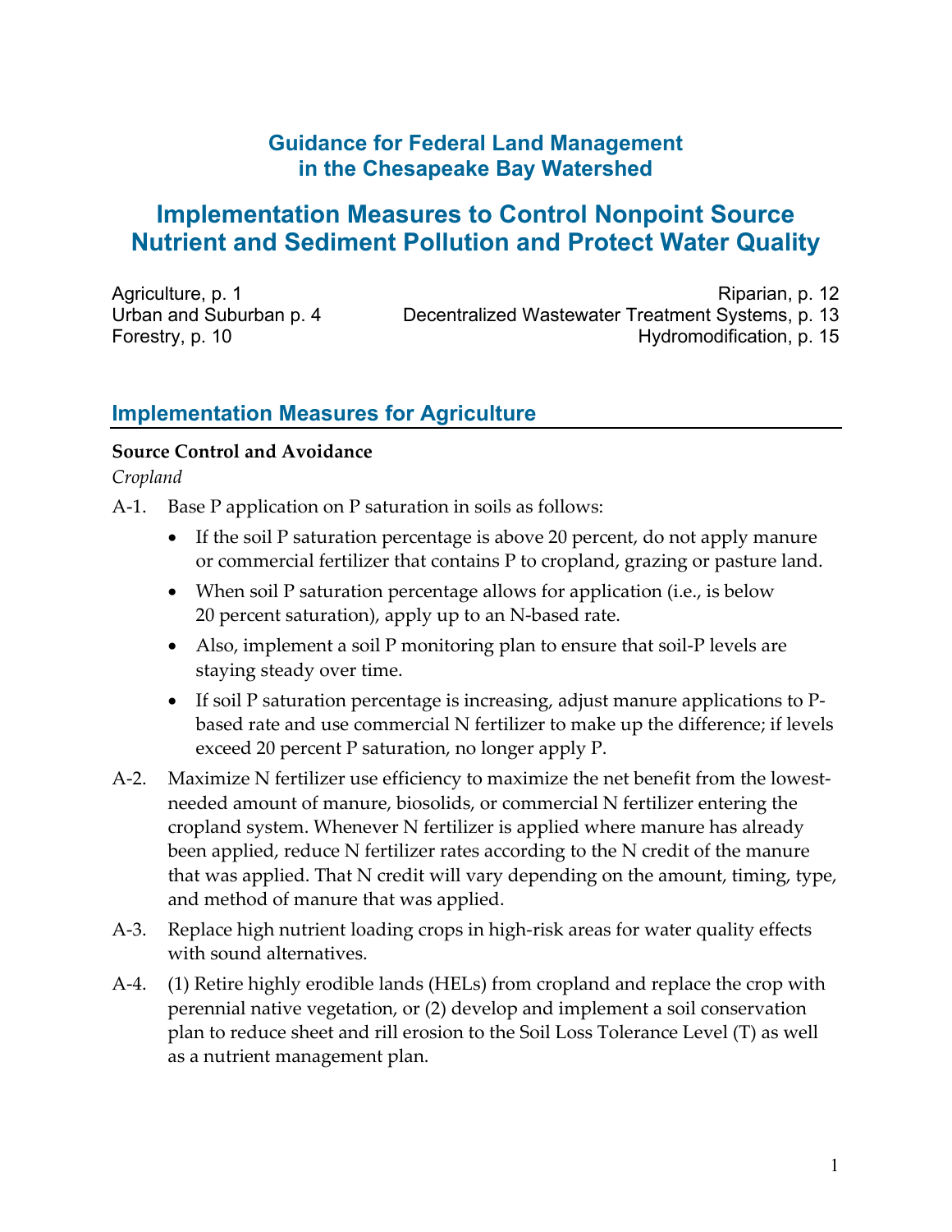# Guidance for Federal Land Management in the Chesapeake Bay Watershed

# Implementation Measures to Control Nonpoint Source Nutrient and Sediment Pollution and Protect Water Quality

Agriculture, p. 1
Urban and Suburban p. 4
Forestry, p. 10
Riparian, p. 12
Decentralized Wastewater Treatment Systems, p. 13
Hydromodification, p. 15

## Implementation Measures for Agriculture

### Source Control and Avoidance

*Cropland*

A-1. Base P application on P saturation in soils as follows:

- If the soil P saturation percentage is above 20 percent, do not apply manure or commercial fertilizer that contains P to cropland, grazing or pasture land.
- When soil P saturation percentage allows for application (i.e., is below 20 percent saturation), apply up to an N-based rate.
- Also, implement a soil P monitoring plan to ensure that soil-P levels are staying steady over time.
- If soil P saturation percentage is increasing, adjust manure applications to P-based rate and use commercial N fertilizer to make up the difference; if levels exceed 20 percent P saturation, no longer apply P.

A-2. Maximize N fertilizer use efficiency to maximize the net benefit from the lowest-needed amount of manure, biosolids, or commercial N fertilizer entering the cropland system. Whenever N fertilizer is applied where manure has already been applied, reduce N fertilizer rates according to the N credit of the manure that was applied. That N credit will vary depending on the amount, timing, type, and method of manure that was applied.

A-3. Replace high nutrient loading crops in high-risk areas for water quality effects with sound alternatives.

A-4. (1) Retire highly erodible lands (HELs) from cropland and replace the crop with perennial native vegetation, or (2) develop and implement a soil conservation plan to reduce sheet and rill erosion to the Soil Loss Tolerance Level (T) as well as a nutrient management plan.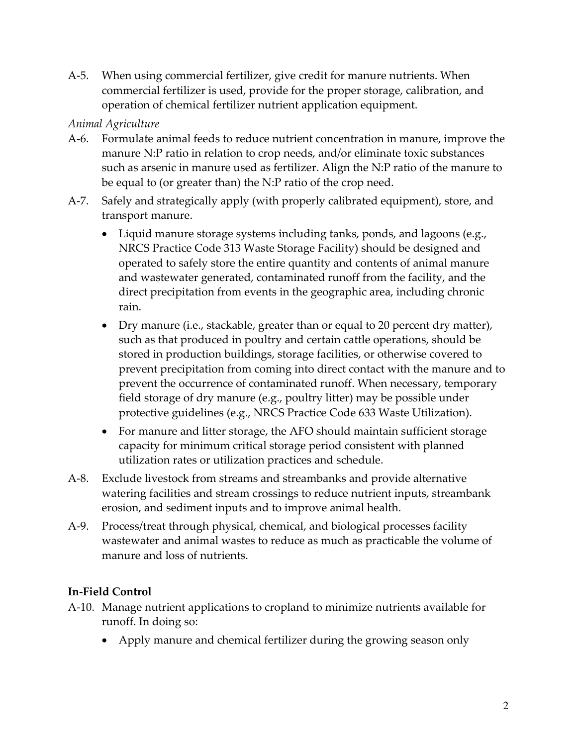A-5. When using commercial fertilizer, give credit for manure nutrients. When commercial fertilizer is used, provide for the proper storage, calibration, and operation of chemical fertilizer nutrient application equipment.

*Animal Agriculture*

A-6. Formulate animal feeds to reduce nutrient concentration in manure, improve the manure N:P ratio in relation to crop needs, and/or eliminate toxic substances such as arsenic in manure used as fertilizer. Align the N:P ratio of the manure to be equal to (or greater than) the N:P ratio of the crop need.

A-7. Safely and strategically apply (with properly calibrated equipment), store, and transport manure.

- Liquid manure storage systems including tanks, ponds, and lagoons (e.g., NRCS Practice Code 313 Waste Storage Facility) should be designed and operated to safely store the entire quantity and contents of animal manure and wastewater generated, contaminated runoff from the facility, and the direct precipitation from events in the geographic area, including chronic rain.
- Dry manure (i.e., stackable, greater than or equal to 20 percent dry matter), such as that produced in poultry and certain cattle operations, should be stored in production buildings, storage facilities, or otherwise covered to prevent precipitation from coming into direct contact with the manure and to prevent the occurrence of contaminated runoff. When necessary, temporary field storage of dry manure (e.g., poultry litter) may be possible under protective guidelines (e.g., NRCS Practice Code 633 Waste Utilization).
- For manure and litter storage, the AFO should maintain sufficient storage capacity for minimum critical storage period consistent with planned utilization rates or utilization practices and schedule.

A-8. Exclude livestock from streams and streambanks and provide alternative watering facilities and stream crossings to reduce nutrient inputs, streambank erosion, and sediment inputs and to improve animal health.

A-9. Process/treat through physical, chemical, and biological processes facility wastewater and animal wastes to reduce as much as practicable the volume of manure and loss of nutrients.

**In-Field Control**

A-10. Manage nutrient applications to cropland to minimize nutrients available for runoff. In doing so:

- Apply manure and chemical fertilizer during the growing season only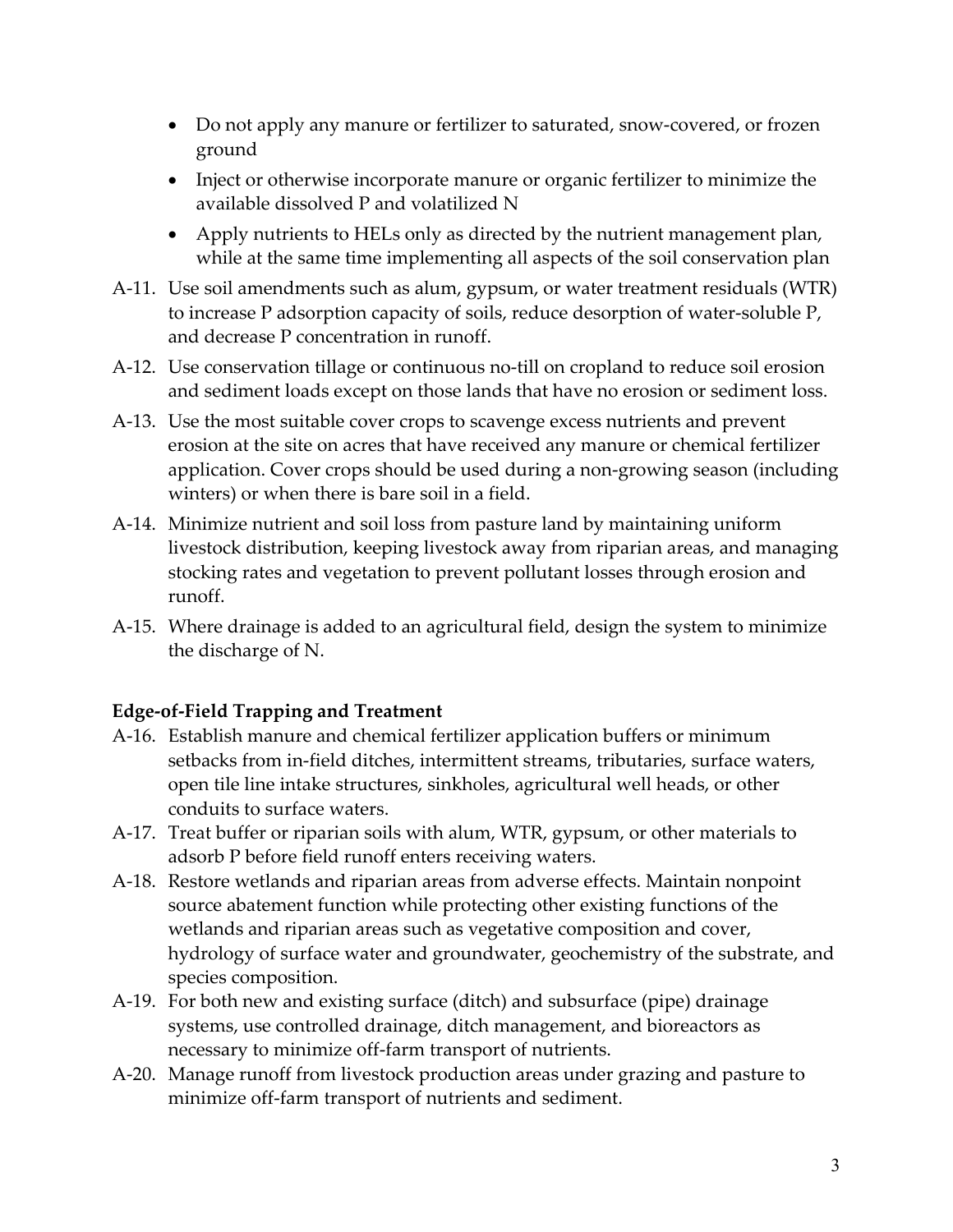- Do not apply any manure or fertilizer to saturated, snow-covered, or frozen ground
- Inject or otherwise incorporate manure or organic fertilizer to minimize the available dissolved P and volatilized N
- Apply nutrients to HELs only as directed by the nutrient management plan, while at the same time implementing all aspects of the soil conservation plan

A-11. Use soil amendments such as alum, gypsum, or water treatment residuals (WTR) to increase P adsorption capacity of soils, reduce desorption of water-soluble P, and decrease P concentration in runoff.

A-12. Use conservation tillage or continuous no-till on cropland to reduce soil erosion and sediment loads except on those lands that have no erosion or sediment loss.

A-13. Use the most suitable cover crops to scavenge excess nutrients and prevent erosion at the site on acres that have received any manure or chemical fertilizer application. Cover crops should be used during a non-growing season (including winters) or when there is bare soil in a field.

A-14. Minimize nutrient and soil loss from pasture land by maintaining uniform livestock distribution, keeping livestock away from riparian areas, and managing stocking rates and vegetation to prevent pollutant losses through erosion and runoff.

A-15. Where drainage is added to an agricultural field, design the system to minimize the discharge of N.

**Edge-of-Field Trapping and Treatment**

A-16. Establish manure and chemical fertilizer application buffers or minimum setbacks from in-field ditches, intermittent streams, tributaries, surface waters, open tile line intake structures, sinkholes, agricultural well heads, or other conduits to surface waters.

A-17. Treat buffer or riparian soils with alum, WTR, gypsum, or other materials to adsorb P before field runoff enters receiving waters.

A-18. Restore wetlands and riparian areas from adverse effects. Maintain nonpoint source abatement function while protecting other existing functions of the wetlands and riparian areas such as vegetative composition and cover, hydrology of surface water and groundwater, geochemistry of the substrate, and species composition.

A-19. For both new and existing surface (ditch) and subsurface (pipe) drainage systems, use controlled drainage, ditch management, and bioreactors as necessary to minimize off-farm transport of nutrients.

A-20. Manage runoff from livestock production areas under grazing and pasture to minimize off-farm transport of nutrients and sediment.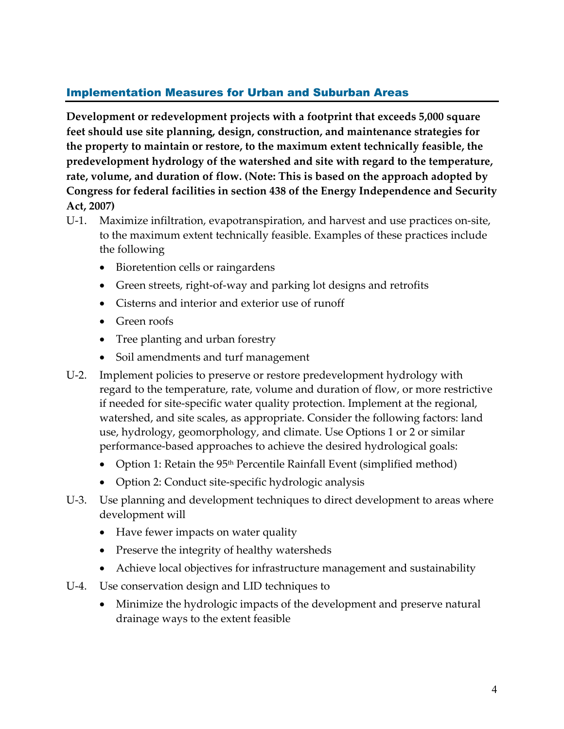## Implementation Measures for Urban and Suburban Areas

**Development or redevelopment projects with a footprint that exceeds 5,000 square feet should use site planning, design, construction, and maintenance strategies for the property to maintain or restore, to the maximum extent technically feasible, the predevelopment hydrology of the watershed and site with regard to the temperature, rate, volume, and duration of flow. (Note: This is based on the approach adopted by Congress for federal facilities in section 438 of the Energy Independence and Security Act, 2007)**

U-1. Maximize infiltration, evapotranspiration, and harvest and use practices on-site, to the maximum extent technically feasible. Examples of these practices include the following

- Bioretention cells or raingardens
- Green streets, right-of-way and parking lot designs and retrofits
- Cisterns and interior and exterior use of runoff
- Green roofs
- Tree planting and urban forestry
- Soil amendments and turf management

U-2. Implement policies to preserve or restore predevelopment hydrology with regard to the temperature, rate, volume and duration of flow, or more restrictive if needed for site-specific water quality protection. Implement at the regional, watershed, and site scales, as appropriate. Consider the following factors: land use, hydrology, geomorphology, and climate. Use Options 1 or 2 or similar performance-based approaches to achieve the desired hydrological goals:

- Option 1: Retain the 95th Percentile Rainfall Event (simplified method)
- Option 2: Conduct site-specific hydrologic analysis

U-3. Use planning and development techniques to direct development to areas where development will

- Have fewer impacts on water quality
- Preserve the integrity of healthy watersheds
- Achieve local objectives for infrastructure management and sustainability

U-4. Use conservation design and LID techniques to

- Minimize the hydrologic impacts of the development and preserve natural drainage ways to the extent feasible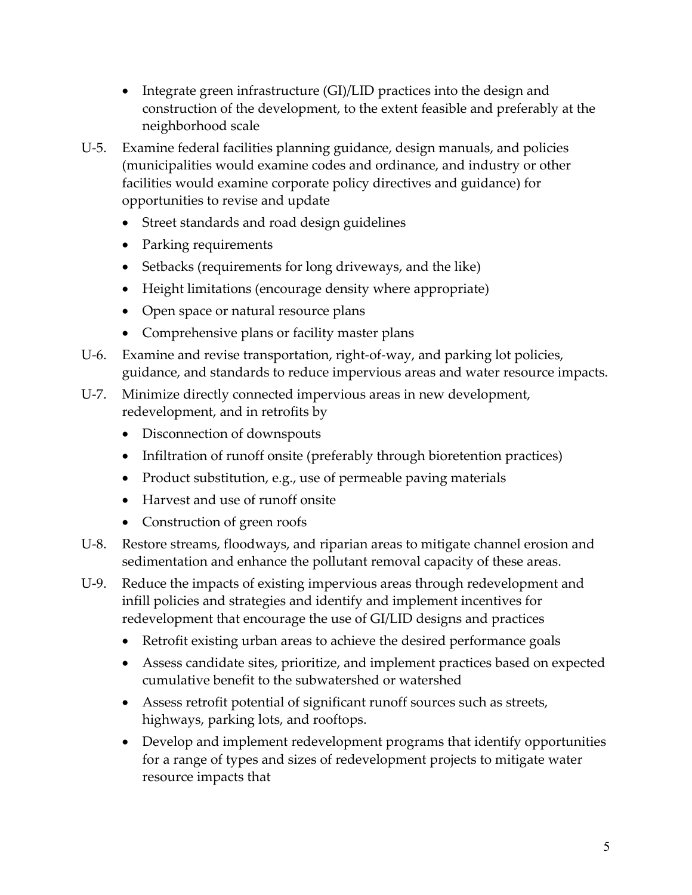- Integrate green infrastructure (GI)/LID practices into the design and construction of the development, to the extent feasible and preferably at the neighborhood scale

U-5. Examine federal facilities planning guidance, design manuals, and policies (municipalities would examine codes and ordinance, and industry or other facilities would examine corporate policy directives and guidance) for opportunities to revise and update

- Street standards and road design guidelines
- Parking requirements
- Setbacks (requirements for long driveways, and the like)
- Height limitations (encourage density where appropriate)
- Open space or natural resource plans
- Comprehensive plans or facility master plans

U-6. Examine and revise transportation, right-of-way, and parking lot policies, guidance, and standards to reduce impervious areas and water resource impacts.

U-7. Minimize directly connected impervious areas in new development, redevelopment, and in retrofits by

- Disconnection of downspouts
- Infiltration of runoff onsite (preferably through bioretention practices)
- Product substitution, e.g., use of permeable paving materials
- Harvest and use of runoff onsite
- Construction of green roofs

U-8. Restore streams, floodways, and riparian areas to mitigate channel erosion and sedimentation and enhance the pollutant removal capacity of these areas.

U-9. Reduce the impacts of existing impervious areas through redevelopment and infill policies and strategies and identify and implement incentives for redevelopment that encourage the use of GI/LID designs and practices

- Retrofit existing urban areas to achieve the desired performance goals
- Assess candidate sites, prioritize, and implement practices based on expected cumulative benefit to the subwatershed or watershed
- Assess retrofit potential of significant runoff sources such as streets, highways, parking lots, and rooftops.
- Develop and implement redevelopment programs that identify opportunities for a range of types and sizes of redevelopment projects to mitigate water resource impacts that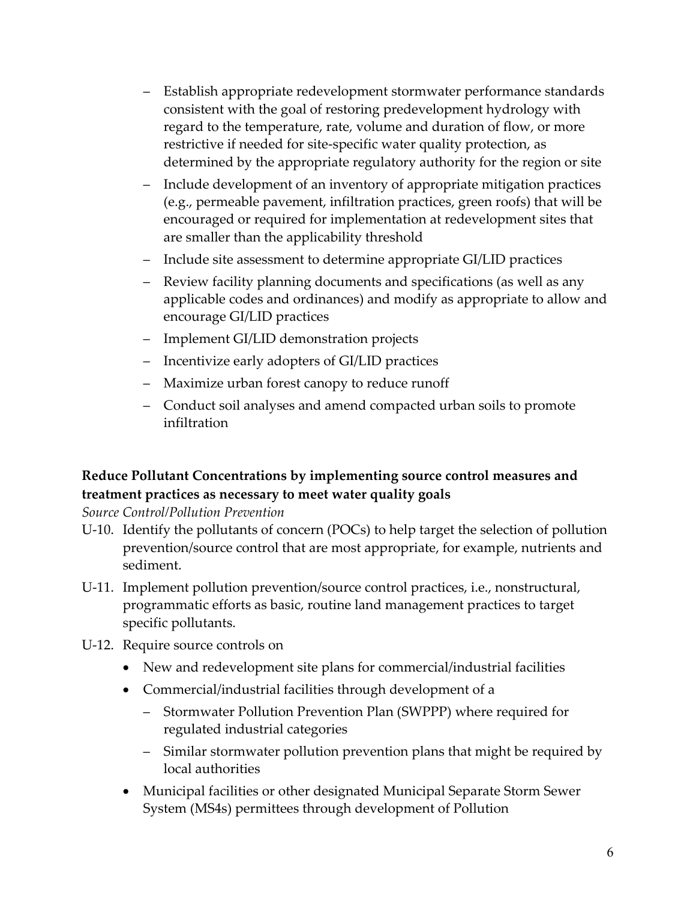- Establish appropriate redevelopment stormwater performance standards consistent with the goal of restoring predevelopment hydrology with regard to the temperature, rate, volume and duration of flow, or more restrictive if needed for site-specific water quality protection, as determined by the appropriate regulatory authority for the region or site
  - Include development of an inventory of appropriate mitigation practices (e.g., permeable pavement, infiltration practices, green roofs) that will be encouraged or required for implementation at redevelopment sites that are smaller than the applicability threshold
  - Include site assessment to determine appropriate GI/LID practices
  - Review facility planning documents and specifications (as well as any applicable codes and ordinances) and modify as appropriate to allow and encourage GI/LID practices
  - Implement GI/LID demonstration projects
  - Incentivize early adopters of GI/LID practices
  - Maximize urban forest canopy to reduce runoff
  - Conduct soil analyses and amend compacted urban soils to promote infiltration

**Reduce Pollutant Concentrations by implementing source control measures and treatment practices as necessary to meet water quality goals**

*Source Control/Pollution Prevention*

U-10. Identify the pollutants of concern (POCs) to help target the selection of pollution prevention/source control that are most appropriate, for example, nutrients and sediment.

U-11. Implement pollution prevention/source control practices, i.e., nonstructural, programmatic efforts as basic, routine land management practices to target specific pollutants.

U-12. Require source controls on

- New and redevelopment site plans for commercial/industrial facilities
- Commercial/industrial facilities through development of a
  - Stormwater Pollution Prevention Plan (SWPPP) where required for regulated industrial categories
  - Similar stormwater pollution prevention plans that might be required by local authorities
- Municipal facilities or other designated Municipal Separate Storm Sewer System (MS4s) permittees through development of Pollution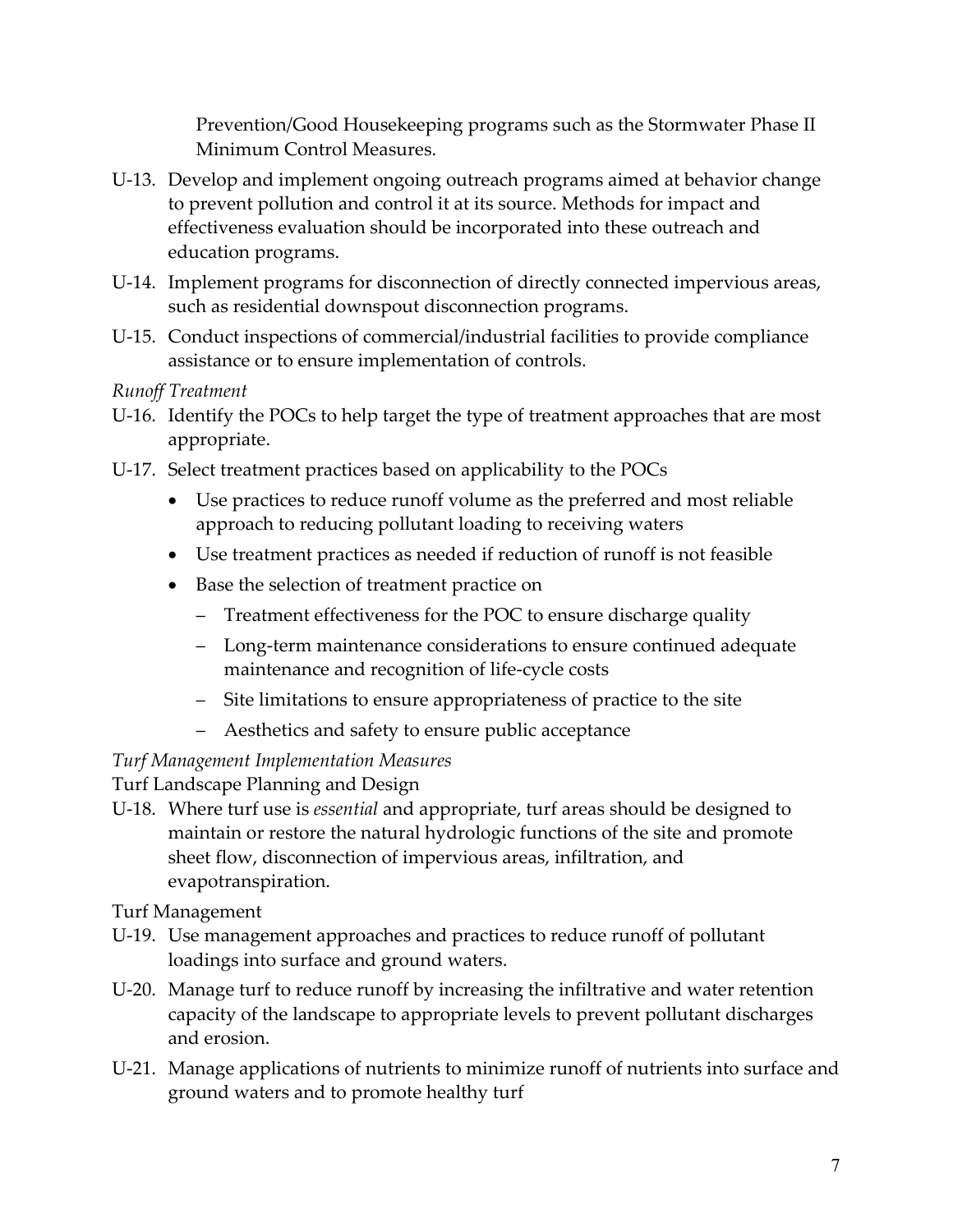Prevention/Good Housekeeping programs such as the Stormwater Phase II Minimum Control Measures.

U-13. Develop and implement ongoing outreach programs aimed at behavior change to prevent pollution and control it at its source. Methods for impact and effectiveness evaluation should be incorporated into these outreach and education programs.

U-14. Implement programs for disconnection of directly connected impervious areas, such as residential downspout disconnection programs.

U-15. Conduct inspections of commercial/industrial facilities to provide compliance assistance or to ensure implementation of controls.

*Runoff Treatment*

U-16. Identify the POCs to help target the type of treatment approaches that are most appropriate.

U-17. Select treatment practices based on applicability to the POCs

- Use practices to reduce runoff volume as the preferred and most reliable approach to reducing pollutant loading to receiving waters
- Use treatment practices as needed if reduction of runoff is not feasible
- Base the selection of treatment practice on
  - Treatment effectiveness for the POC to ensure discharge quality
  - Long-term maintenance considerations to ensure continued adequate maintenance and recognition of life-cycle costs
  - Site limitations to ensure appropriateness of practice to the site
  - Aesthetics and safety to ensure public acceptance

*Turf Management Implementation Measures*

Turf Landscape Planning and Design

U-18. Where turf use is *essential* and appropriate, turf areas should be designed to maintain or restore the natural hydrologic functions of the site and promote sheet flow, disconnection of impervious areas, infiltration, and evapotranspiration.

Turf Management

U-19. Use management approaches and practices to reduce runoff of pollutant loadings into surface and ground waters.

U-20. Manage turf to reduce runoff by increasing the infiltrative and water retention capacity of the landscape to appropriate levels to prevent pollutant discharges and erosion.

U-21. Manage applications of nutrients to minimize runoff of nutrients into surface and ground waters and to promote healthy turf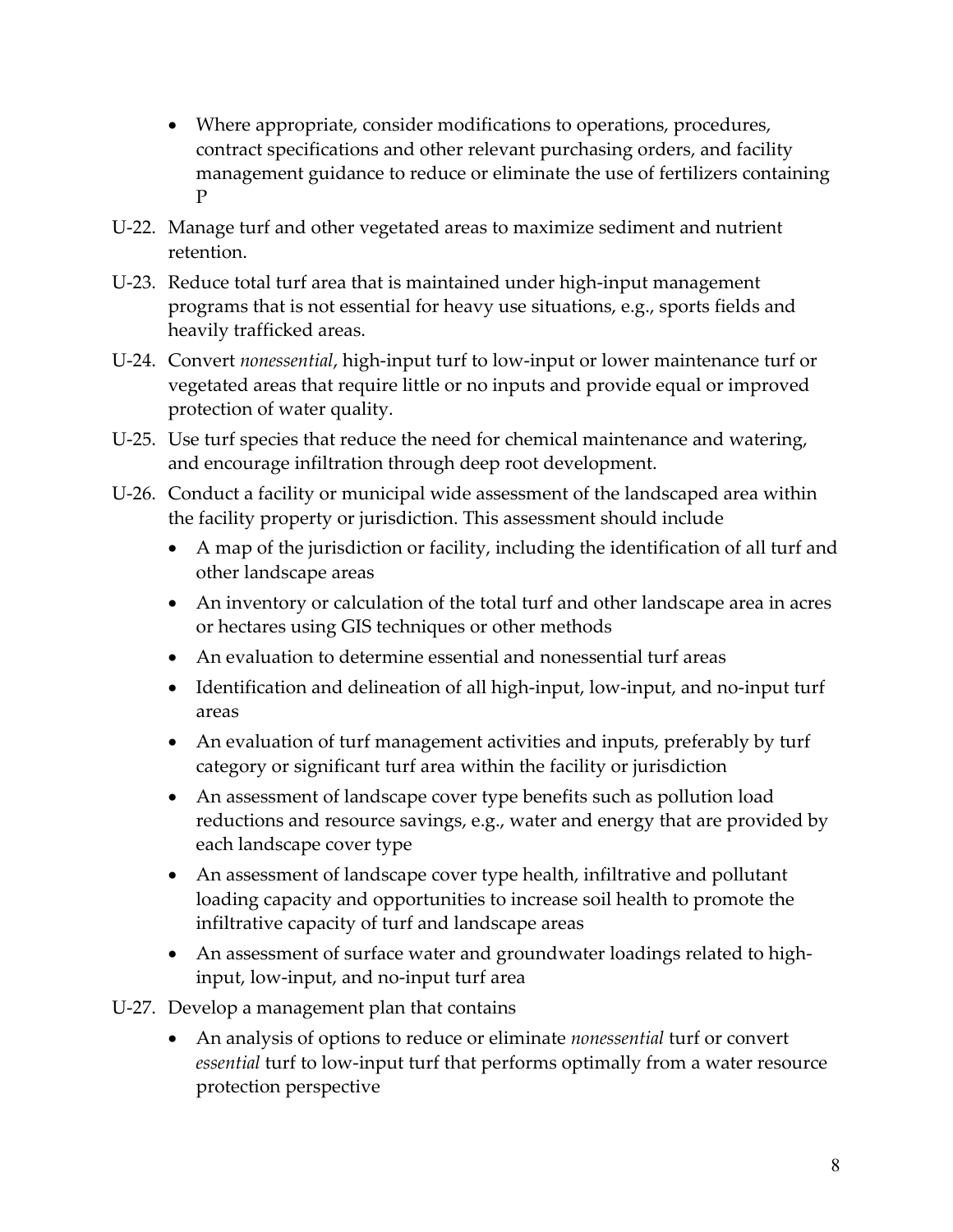- Where appropriate, consider modifications to operations, procedures, contract specifications and other relevant purchasing orders, and facility management guidance to reduce or eliminate the use of fertilizers containing P

U-22. Manage turf and other vegetated areas to maximize sediment and nutrient retention.

U-23. Reduce total turf area that is maintained under high-input management programs that is not essential for heavy use situations, e.g., sports fields and heavily trafficked areas.

U-24. Convert *nonessential*, high-input turf to low-input or lower maintenance turf or vegetated areas that require little or no inputs and provide equal or improved protection of water quality.

U-25. Use turf species that reduce the need for chemical maintenance and watering, and encourage infiltration through deep root development.

U-26. Conduct a facility or municipal wide assessment of the landscaped area within the facility property or jurisdiction. This assessment should include

- A map of the jurisdiction or facility, including the identification of all turf and other landscape areas
- An inventory or calculation of the total turf and other landscape area in acres or hectares using GIS techniques or other methods
- An evaluation to determine essential and nonessential turf areas
- Identification and delineation of all high-input, low-input, and no-input turf areas
- An evaluation of turf management activities and inputs, preferably by turf category or significant turf area within the facility or jurisdiction
- An assessment of landscape cover type benefits such as pollution load reductions and resource savings, e.g., water and energy that are provided by each landscape cover type
- An assessment of landscape cover type health, infiltrative and pollutant loading capacity and opportunities to increase soil health to promote the infiltrative capacity of turf and landscape areas
- An assessment of surface water and groundwater loadings related to high-input, low-input, and no-input turf area

U-27. Develop a management plan that contains

- An analysis of options to reduce or eliminate *nonessential* turf or convert *essential* turf to low-input turf that performs optimally from a water resource protection perspective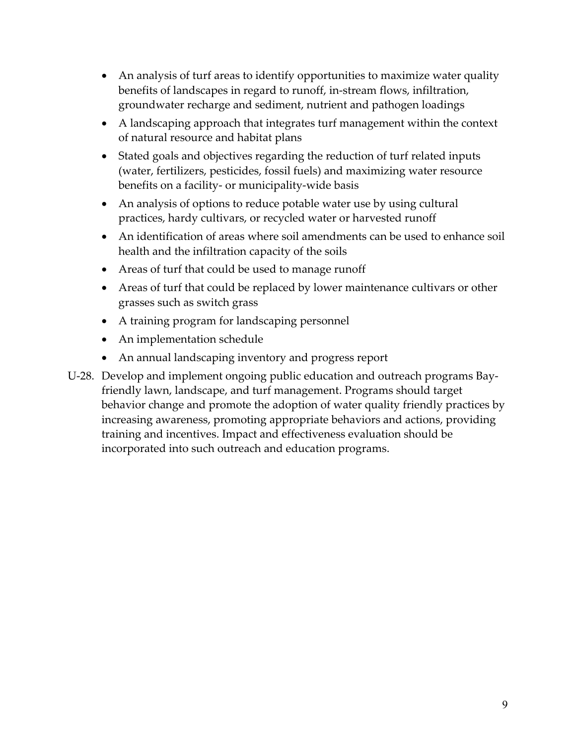- An analysis of turf areas to identify opportunities to maximize water quality benefits of landscapes in regard to runoff, in-stream flows, infiltration, groundwater recharge and sediment, nutrient and pathogen loadings
- A landscaping approach that integrates turf management within the context of natural resource and habitat plans
- Stated goals and objectives regarding the reduction of turf related inputs (water, fertilizers, pesticides, fossil fuels) and maximizing water resource benefits on a facility- or municipality-wide basis
- An analysis of options to reduce potable water use by using cultural practices, hardy cultivars, or recycled water or harvested runoff
- An identification of areas where soil amendments can be used to enhance soil health and the infiltration capacity of the soils
- Areas of turf that could be used to manage runoff
- Areas of turf that could be replaced by lower maintenance cultivars or other grasses such as switch grass
- A training program for landscaping personnel
- An implementation schedule
- An annual landscaping inventory and progress report

U-28. Develop and implement ongoing public education and outreach programs Bay-friendly lawn, landscape, and turf management. Programs should target behavior change and promote the adoption of water quality friendly practices by increasing awareness, promoting appropriate behaviors and actions, providing training and incentives. Impact and effectiveness evaluation should be incorporated into such outreach and education programs.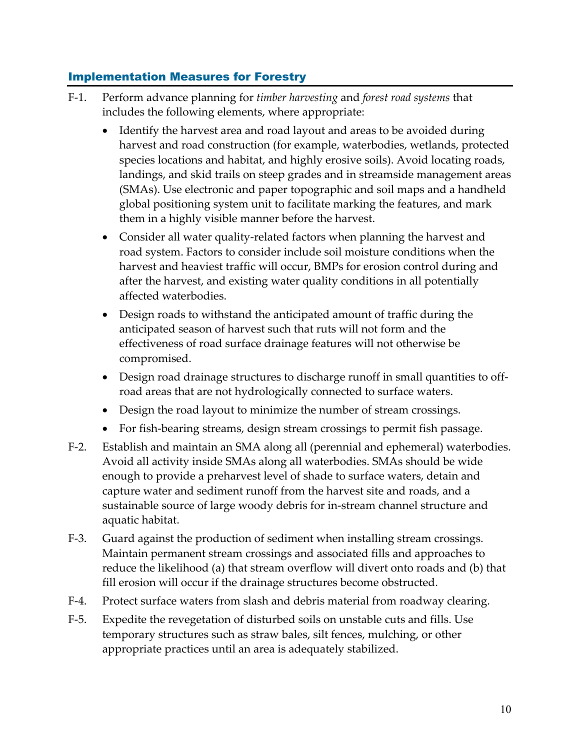### Implementation Measures for Forestry

F-1. Perform advance planning for *timber harvesting* and *forest road systems* that includes the following elements, where appropriate:

- Identify the harvest area and road layout and areas to be avoided during harvest and road construction (for example, waterbodies, wetlands, protected species locations and habitat, and highly erosive soils). Avoid locating roads, landings, and skid trails on steep grades and in streamside management areas (SMAs). Use electronic and paper topographic and soil maps and a handheld global positioning system unit to facilitate marking the features, and mark them in a highly visible manner before the harvest.
- Consider all water quality-related factors when planning the harvest and road system. Factors to consider include soil moisture conditions when the harvest and heaviest traffic will occur, BMPs for erosion control during and after the harvest, and existing water quality conditions in all potentially affected waterbodies.
- Design roads to withstand the anticipated amount of traffic during the anticipated season of harvest such that ruts will not form and the effectiveness of road surface drainage features will not otherwise be compromised.
- Design road drainage structures to discharge runoff in small quantities to off-road areas that are not hydrologically connected to surface waters.
- Design the road layout to minimize the number of stream crossings.
- For fish-bearing streams, design stream crossings to permit fish passage.

F-2. Establish and maintain an SMA along all (perennial and ephemeral) waterbodies. Avoid all activity inside SMAs along all waterbodies. SMAs should be wide enough to provide a preharvest level of shade to surface waters, detain and capture water and sediment runoff from the harvest site and roads, and a sustainable source of large woody debris for in-stream channel structure and aquatic habitat.

F-3. Guard against the production of sediment when installing stream crossings. Maintain permanent stream crossings and associated fills and approaches to reduce the likelihood (a) that stream overflow will divert onto roads and (b) that fill erosion will occur if the drainage structures become obstructed.

F-4. Protect surface waters from slash and debris material from roadway clearing.

F-5. Expedite the revegetation of disturbed soils on unstable cuts and fills. Use temporary structures such as straw bales, silt fences, mulching, or other appropriate practices until an area is adequately stabilized.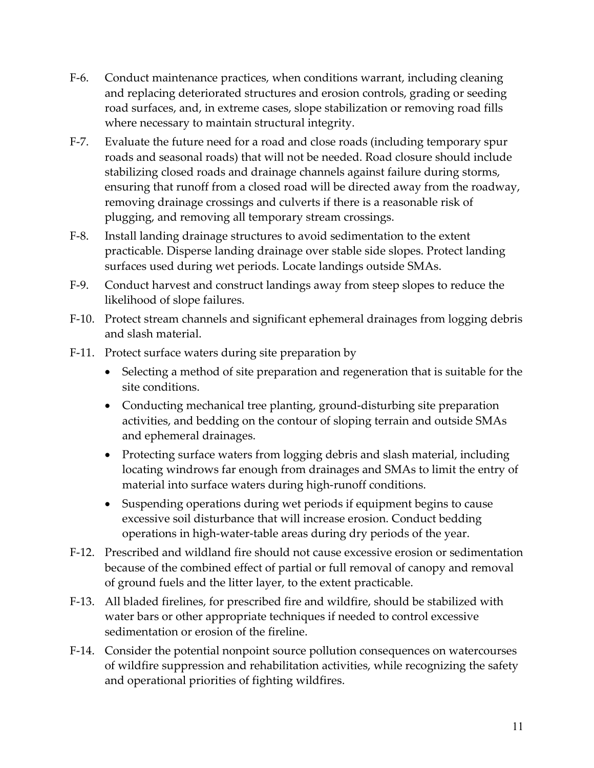F-6. Conduct maintenance practices, when conditions warrant, including cleaning and replacing deteriorated structures and erosion controls, grading or seeding road surfaces, and, in extreme cases, slope stabilization or removing road fills where necessary to maintain structural integrity.

F-7. Evaluate the future need for a road and close roads (including temporary spur roads and seasonal roads) that will not be needed. Road closure should include stabilizing closed roads and drainage channels against failure during storms, ensuring that runoff from a closed road will be directed away from the roadway, removing drainage crossings and culverts if there is a reasonable risk of plugging, and removing all temporary stream crossings.

F-8. Install landing drainage structures to avoid sedimentation to the extent practicable. Disperse landing drainage over stable side slopes. Protect landing surfaces used during wet periods. Locate landings outside SMAs.

F-9. Conduct harvest and construct landings away from steep slopes to reduce the likelihood of slope failures.

F-10. Protect stream channels and significant ephemeral drainages from logging debris and slash material.

F-11. Protect surface waters during site preparation by

- Selecting a method of site preparation and regeneration that is suitable for the site conditions.
- Conducting mechanical tree planting, ground-disturbing site preparation activities, and bedding on the contour of sloping terrain and outside SMAs and ephemeral drainages.
- Protecting surface waters from logging debris and slash material, including locating windrows far enough from drainages and SMAs to limit the entry of material into surface waters during high-runoff conditions.
- Suspending operations during wet periods if equipment begins to cause excessive soil disturbance that will increase erosion. Conduct bedding operations in high-water-table areas during dry periods of the year.

F-12. Prescribed and wildland fire should not cause excessive erosion or sedimentation because of the combined effect of partial or full removal of canopy and removal of ground fuels and the litter layer, to the extent practicable.

F-13. All bladed firelines, for prescribed fire and wildfire, should be stabilized with water bars or other appropriate techniques if needed to control excessive sedimentation or erosion of the fireline.

F-14. Consider the potential nonpoint source pollution consequences on watercourses of wildfire suppression and rehabilitation activities, while recognizing the safety and operational priorities of fighting wildfires.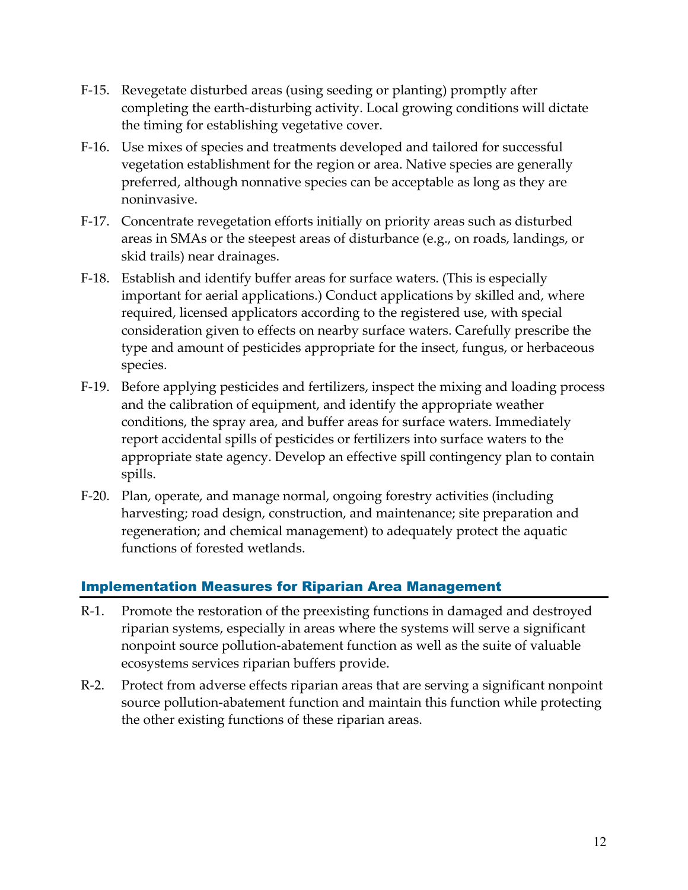F-15. Revegetate disturbed areas (using seeding or planting) promptly after completing the earth-disturbing activity. Local growing conditions will dictate the timing for establishing vegetative cover.

F-16. Use mixes of species and treatments developed and tailored for successful vegetation establishment for the region or area. Native species are generally preferred, although nonnative species can be acceptable as long as they are noninvasive.

F-17. Concentrate revegetation efforts initially on priority areas such as disturbed areas in SMAs or the steepest areas of disturbance (e.g., on roads, landings, or skid trails) near drainages.

F-18. Establish and identify buffer areas for surface waters. (This is especially important for aerial applications.) Conduct applications by skilled and, where required, licensed applicators according to the registered use, with special consideration given to effects on nearby surface waters. Carefully prescribe the type and amount of pesticides appropriate for the insect, fungus, or herbaceous species.

F-19. Before applying pesticides and fertilizers, inspect the mixing and loading process and the calibration of equipment, and identify the appropriate weather conditions, the spray area, and buffer areas for surface waters. Immediately report accidental spills of pesticides or fertilizers into surface waters to the appropriate state agency. Develop an effective spill contingency plan to contain spills.

F-20. Plan, operate, and manage normal, ongoing forestry activities (including harvesting; road design, construction, and maintenance; site preparation and regeneration; and chemical management) to adequately protect the aquatic functions of forested wetlands.

## Implementation Measures for Riparian Area Management

R-1. Promote the restoration of the preexisting functions in damaged and destroyed riparian systems, especially in areas where the systems will serve a significant nonpoint source pollution-abatement function as well as the suite of valuable ecosystems services riparian buffers provide.

R-2. Protect from adverse effects riparian areas that are serving a significant nonpoint source pollution-abatement function and maintain this function while protecting the other existing functions of these riparian areas.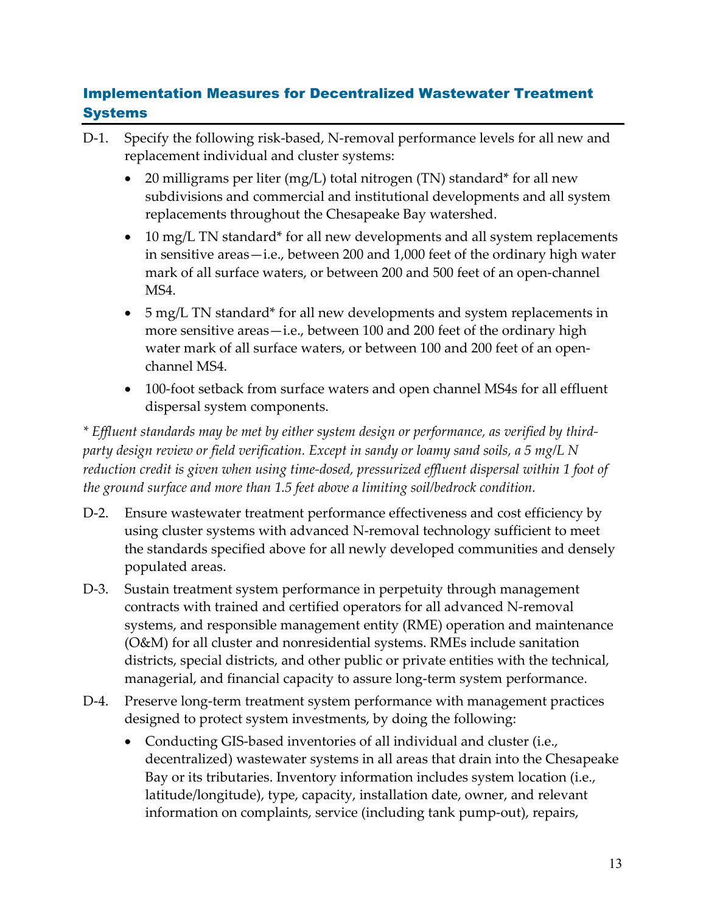## Implementation Measures for Decentralized Wastewater Treatment Systems

D-1. Specify the following risk-based, N-removal performance levels for all new and replacement individual and cluster systems:

- 20 milligrams per liter (mg/L) total nitrogen (TN) standard* for all new subdivisions and commercial and institutional developments and all system replacements throughout the Chesapeake Bay watershed.
- 10 mg/L TN standard* for all new developments and all system replacements in sensitive areas—i.e., between 200 and 1,000 feet of the ordinary high water mark of all surface waters, or between 200 and 500 feet of an open-channel MS4.
- 5 mg/L TN standard* for all new developments and system replacements in more sensitive areas—i.e., between 100 and 200 feet of the ordinary high water mark of all surface waters, or between 100 and 200 feet of an open-channel MS4.
- 100-foot setback from surface waters and open channel MS4s for all effluent dispersal system components.

*\* Effluent standards may be met by either system design or performance, as verified by third-party design review or field verification. Except in sandy or loamy sand soils, a 5 mg/L N reduction credit is given when using time-dosed, pressurized effluent dispersal within 1 foot of the ground surface and more than 1.5 feet above a limiting soil/bedrock condition.*

D-2. Ensure wastewater treatment performance effectiveness and cost efficiency by using cluster systems with advanced N-removal technology sufficient to meet the standards specified above for all newly developed communities and densely populated areas.

D-3. Sustain treatment system performance in perpetuity through management contracts with trained and certified operators for all advanced N-removal systems, and responsible management entity (RME) operation and maintenance (O&M) for all cluster and nonresidential systems. RMEs include sanitation districts, special districts, and other public or private entities with the technical, managerial, and financial capacity to assure long-term system performance.

D-4. Preserve long-term treatment system performance with management practices designed to protect system investments, by doing the following:

- Conducting GIS-based inventories of all individual and cluster (i.e., decentralized) wastewater systems in all areas that drain into the Chesapeake Bay or its tributaries. Inventory information includes system location (i.e., latitude/longitude), type, capacity, installation date, owner, and relevant information on complaints, service (including tank pump-out), repairs,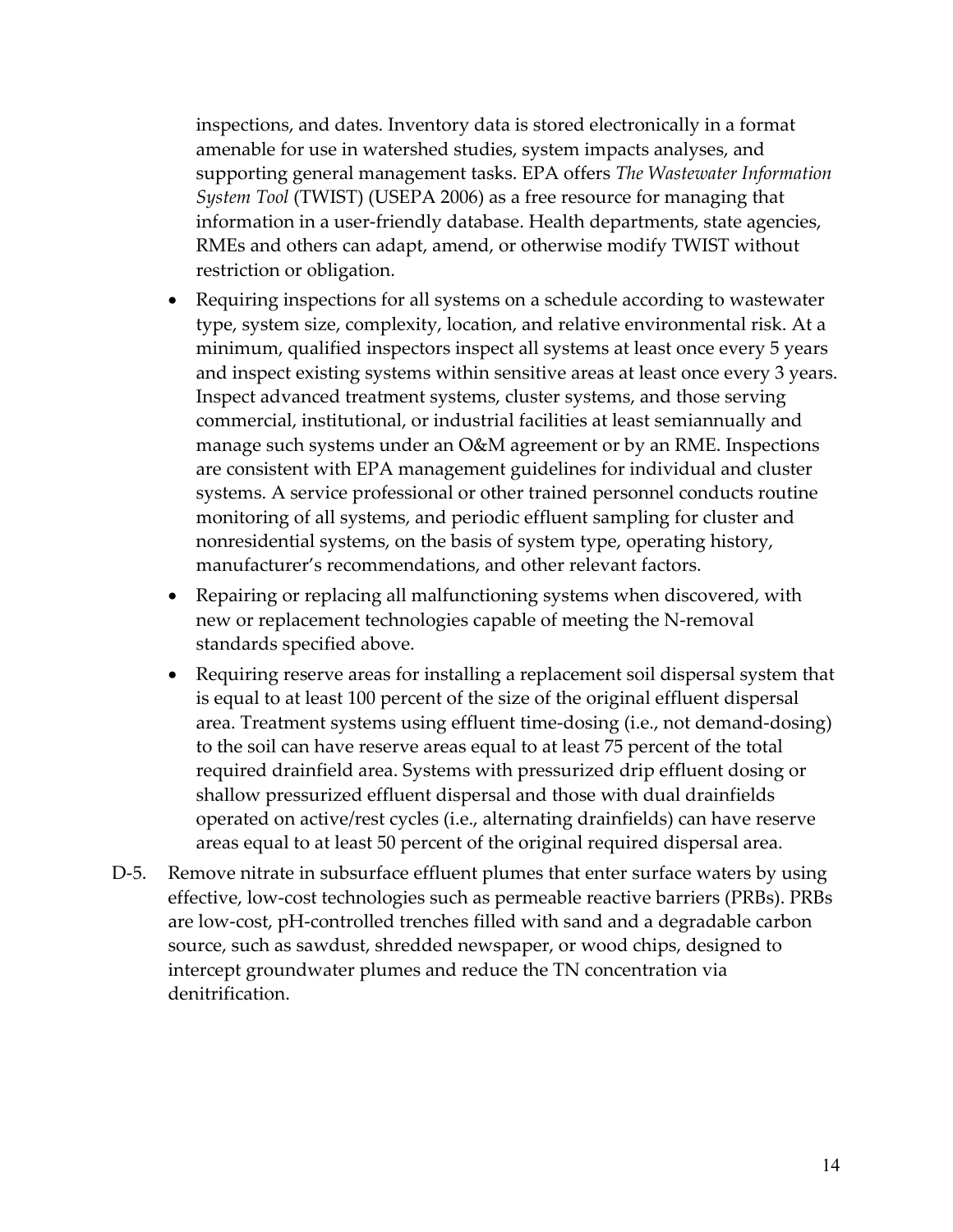inspections, and dates. Inventory data is stored electronically in a format amenable for use in watershed studies, system impacts analyses, and supporting general management tasks. EPA offers *The Wastewater Information System Tool* (TWIST) (USEPA 2006) as a free resource for managing that information in a user-friendly database. Health departments, state agencies, RMEs and others can adapt, amend, or otherwise modify TWIST without restriction or obligation.

- Requiring inspections for all systems on a schedule according to wastewater type, system size, complexity, location, and relative environmental risk. At a minimum, qualified inspectors inspect all systems at least once every 5 years and inspect existing systems within sensitive areas at least once every 3 years. Inspect advanced treatment systems, cluster systems, and those serving commercial, institutional, or industrial facilities at least semiannually and manage such systems under an O&M agreement or by an RME. Inspections are consistent with EPA management guidelines for individual and cluster systems. A service professional or other trained personnel conducts routine monitoring of all systems, and periodic effluent sampling for cluster and nonresidential systems, on the basis of system type, operating history, manufacturer's recommendations, and other relevant factors.
- Repairing or replacing all malfunctioning systems when discovered, with new or replacement technologies capable of meeting the N-removal standards specified above.
- Requiring reserve areas for installing a replacement soil dispersal system that is equal to at least 100 percent of the size of the original effluent dispersal area. Treatment systems using effluent time-dosing (i.e., not demand-dosing) to the soil can have reserve areas equal to at least 75 percent of the total required drainfield area. Systems with pressurized drip effluent dosing or shallow pressurized effluent dispersal and those with dual drainfields operated on active/rest cycles (i.e., alternating drainfields) can have reserve areas equal to at least 50 percent of the original required dispersal area.

D-5. Remove nitrate in subsurface effluent plumes that enter surface waters by using effective, low-cost technologies such as permeable reactive barriers (PRBs). PRBs are low-cost, pH-controlled trenches filled with sand and a degradable carbon source, such as sawdust, shredded newspaper, or wood chips, designed to intercept groundwater plumes and reduce the TN concentration via denitrification.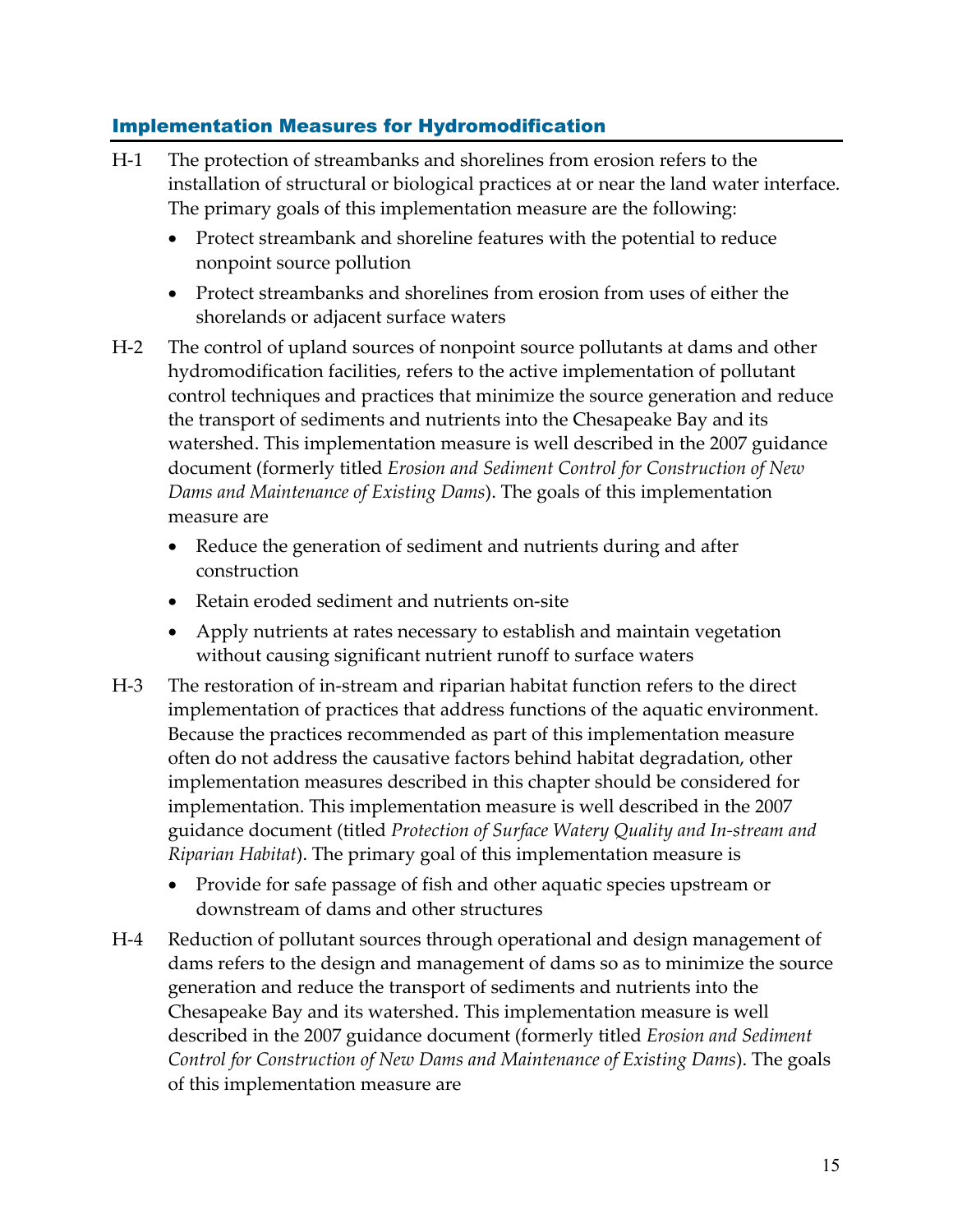## Implementation Measures for Hydromodification

H-1 The protection of streambanks and shorelines from erosion refers to the installation of structural or biological practices at or near the land water interface. The primary goals of this implementation measure are the following:

- Protect streambank and shoreline features with the potential to reduce nonpoint source pollution
- Protect streambanks and shorelines from erosion from uses of either the shorelands or adjacent surface waters

H-2 The control of upland sources of nonpoint source pollutants at dams and other hydromodification facilities, refers to the active implementation of pollutant control techniques and practices that minimize the source generation and reduce the transport of sediments and nutrients into the Chesapeake Bay and its watershed. This implementation measure is well described in the 2007 guidance document (formerly titled *Erosion and Sediment Control for Construction of New Dams and Maintenance of Existing Dams*). The goals of this implementation measure are

- Reduce the generation of sediment and nutrients during and after construction
- Retain eroded sediment and nutrients on-site
- Apply nutrients at rates necessary to establish and maintain vegetation without causing significant nutrient runoff to surface waters

H-3 The restoration of in-stream and riparian habitat function refers to the direct implementation of practices that address functions of the aquatic environment. Because the practices recommended as part of this implementation measure often do not address the causative factors behind habitat degradation, other implementation measures described in this chapter should be considered for implementation. This implementation measure is well described in the 2007 guidance document (titled *Protection of Surface Watery Quality and In-stream and Riparian Habitat*). The primary goal of this implementation measure is

- Provide for safe passage of fish and other aquatic species upstream or downstream of dams and other structures

H-4 Reduction of pollutant sources through operational and design management of dams refers to the design and management of dams so as to minimize the source generation and reduce the transport of sediments and nutrients into the Chesapeake Bay and its watershed. This implementation measure is well described in the 2007 guidance document (formerly titled *Erosion and Sediment Control for Construction of New Dams and Maintenance of Existing Dams*). The goals of this implementation measure are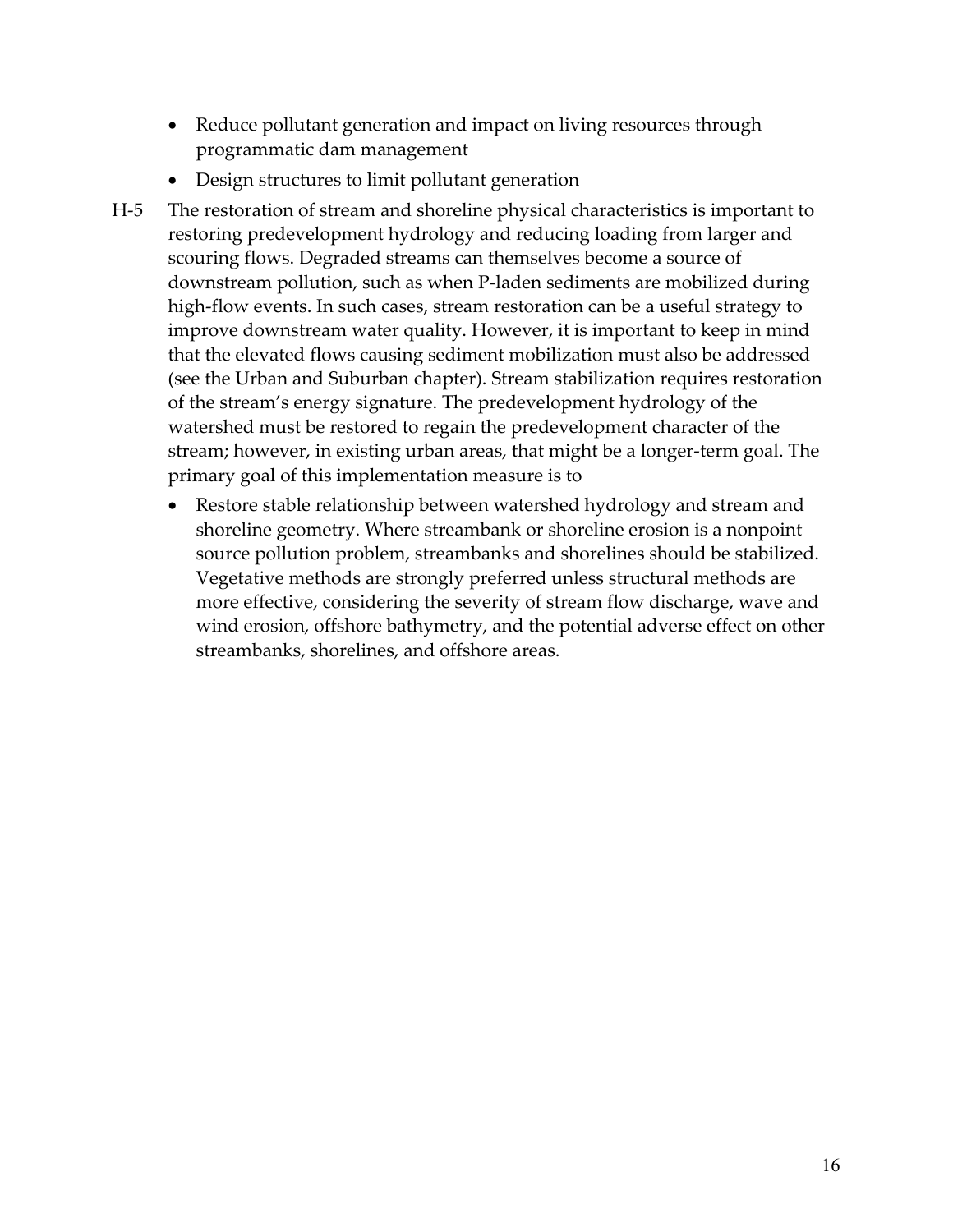- Reduce pollutant generation and impact on living resources through programmatic dam management
- Design structures to limit pollutant generation

H-5 The restoration of stream and shoreline physical characteristics is important to restoring predevelopment hydrology and reducing loading from larger and scouring flows. Degraded streams can themselves become a source of downstream pollution, such as when P-laden sediments are mobilized during high-flow events. In such cases, stream restoration can be a useful strategy to improve downstream water quality. However, it is important to keep in mind that the elevated flows causing sediment mobilization must also be addressed (see the Urban and Suburban chapter). Stream stabilization requires restoration of the stream's energy signature. The predevelopment hydrology of the watershed must be restored to regain the predevelopment character of the stream; however, in existing urban areas, that might be a longer-term goal. The primary goal of this implementation measure is to

- Restore stable relationship between watershed hydrology and stream and shoreline geometry. Where streambank or shoreline erosion is a nonpoint source pollution problem, streambanks and shorelines should be stabilized. Vegetative methods are strongly preferred unless structural methods are more effective, considering the severity of stream flow discharge, wave and wind erosion, offshore bathymetry, and the potential adverse effect on other streambanks, shorelines, and offshore areas.